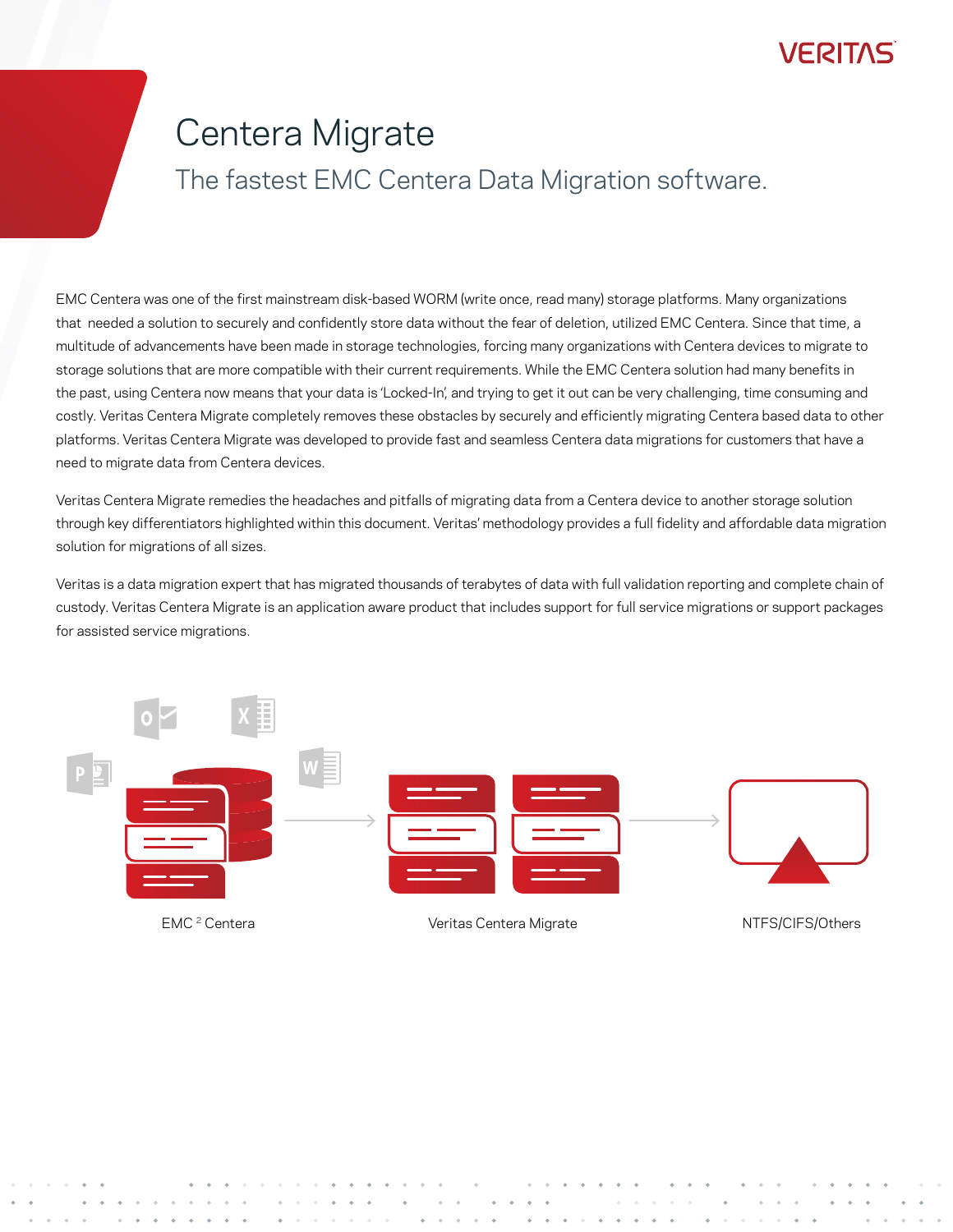# Centera Migrate

## The fastest EMC Centera Data Migration software.

EMC Centera was one of the first mainstream disk-based WORM (write once, read many) storage platforms. Many organizations that needed a solution to securely and confidently store data without the fear of deletion, utilized EMC Centera. Since that time, a multitude of advancements have been made in storage technologies, forcing many organizations with Centera devices to migrate to storage solutions that are more compatible with their current requirements. While the EMC Centera solution had many benefits in the past, using Centera now means that your data is 'Locked-In', and trying to get it out can be very challenging, time consuming and costly. Veritas Centera Migrate completely removes these obstacles by securely and efficiently migrating Centera based data to other platforms. Veritas Centera Migrate was developed to provide fast and seamless Centera data migrations for customers that have a need to migrate data from Centera devices.

Veritas Centera Migrate remedies the headaches and pitfalls of migrating data from a Centera device to another storage solution through key differentiators highlighted within this document. Veritas' methodology provides a full fidelity and affordable data migration solution for migrations of all sizes.

Veritas is a data migration expert that has migrated thousands of terabytes of data with full validation reporting and complete chain of custody. Veritas Centera Migrate is an application aware product that includes support for full service migrations or support packages for assisted service migrations.

EMC [2] Centera → Veritas Centera Migrate → NTFS/CIFS/Others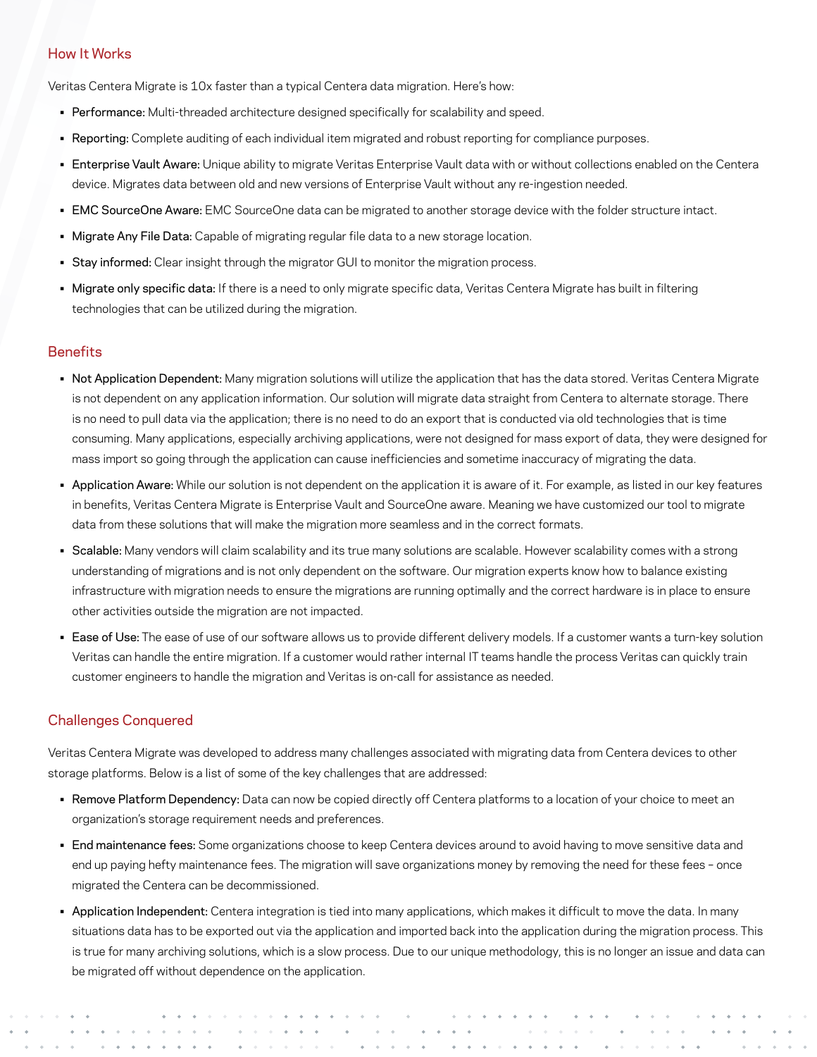## How It Works

Veritas Centera Migrate is 10x faster than a typical Centera data migration. Here's how:

- **Performance:** Multi-threaded architecture designed specifically for scalability and speed.
- **Reporting:** Complete auditing of each individual item migrated and robust reporting for compliance purposes.
- **Enterprise Vault Aware:** Unique ability to migrate Veritas Enterprise Vault data with or without collections enabled on the Centera device. Migrates data between old and new versions of Enterprise Vault without any re-ingestion needed.
- **EMC SourceOne Aware:** EMC SourceOne data can be migrated to another storage device with the folder structure intact.
- **Migrate Any File Data:** Capable of migrating regular file data to a new storage location.
- **Stay informed:** Clear insight through the migrator GUI to monitor the migration process.
- **Migrate only specific data:** If there is a need to only migrate specific data, Veritas Centera Migrate has built in filtering technologies that can be utilized during the migration.

## Benefits

- **Not Application Dependent:** Many migration solutions will utilize the application that has the data stored. Veritas Centera Migrate is not dependent on any application information. Our solution will migrate data straight from Centera to alternate storage. There is no need to pull data via the application; there is no need to do an export that is conducted via old technologies that is time consuming. Many applications, especially archiving applications, were not designed for mass export of data, they were designed for mass import so going through the application can cause inefficiencies and sometime inaccuracy of migrating the data.
- **Application Aware:** While our solution is not dependent on the application it is aware of it. For example, as listed in our key features in benefits, Veritas Centera Migrate is Enterprise Vault and SourceOne aware. Meaning we have customized our tool to migrate data from these solutions that will make the migration more seamless and in the correct formats.
- **Scalable:** Many vendors will claim scalability and its true many solutions are scalable. However scalability comes with a strong understanding of migrations and is not only dependent on the software. Our migration experts know how to balance existing infrastructure with migration needs to ensure the migrations are running optimally and the correct hardware is in place to ensure other activities outside the migration are not impacted.
- **Ease of Use:** The ease of use of our software allows us to provide different delivery models. If a customer wants a turn-key solution Veritas can handle the entire migration. If a customer would rather internal IT teams handle the process Veritas can quickly train customer engineers to handle the migration and Veritas is on-call for assistance as needed.

## Challenges Conquered

Veritas Centera Migrate was developed to address many challenges associated with migrating data from Centera devices to other storage platforms. Below is a list of some of the key challenges that are addressed:

- **Remove Platform Dependency:** Data can now be copied directly off Centera platforms to a location of your choice to meet an organization's storage requirement needs and preferences.
- **End maintenance fees:** Some organizations choose to keep Centera devices around to avoid having to move sensitive data and end up paying hefty maintenance fees. The migration will save organizations money by removing the need for these fees – once migrated the Centera can be decommissioned.
- **Application Independent:** Centera integration is tied into many applications, which makes it difficult to move the data. In many situations data has to be exported out via the application and imported back into the application during the migration process. This is true for many archiving solutions, which is a slow process. Due to our unique methodology, this is no longer an issue and data can be migrated off without dependence on the application.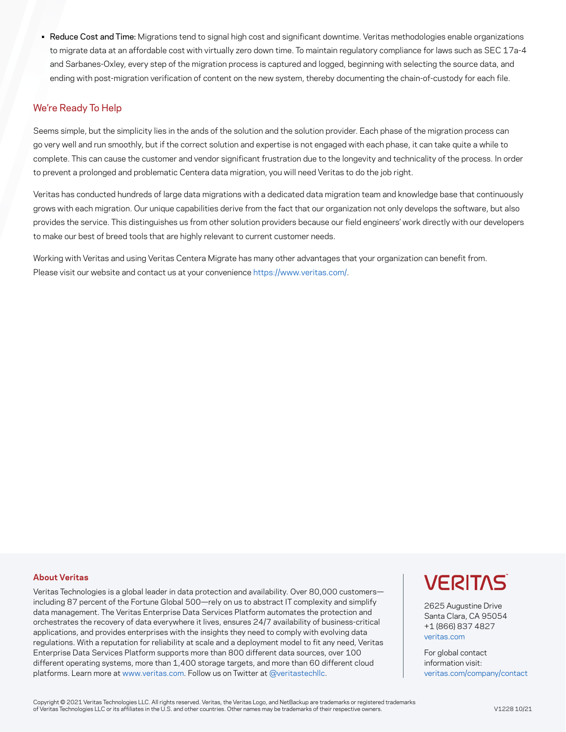- **Reduce Cost and Time:** Migrations tend to signal high cost and significant downtime. Veritas methodologies enable organizations to migrate data at an affordable cost with virtually zero down time. To maintain regulatory compliance for laws such as SEC 17a-4 and Sarbanes-Oxley, every step of the migration process is captured and logged, beginning with selecting the source data, and ending with post-migration verification of content on the new system, thereby documenting the chain-of-custody for each file.

## We're Ready To Help

Seems simple, but the simplicity lies in the ands of the solution and the solution provider. Each phase of the migration process can go very well and run smoothly, but if the correct solution and expertise is not engaged with each phase, it can take quite a while to complete. This can cause the customer and vendor significant frustration due to the longevity and technicality of the process. In order to prevent a prolonged and problematic Centera data migration, you will need Veritas to do the job right.

Veritas has conducted hundreds of large data migrations with a dedicated data migration team and knowledge base that continuously grows with each migration. Our unique capabilities derive from the fact that our organization not only develops the software, but also provides the service. This distinguishes us from other solution providers because our field engineers' work directly with our developers to make our best of breed tools that are highly relevant to current customer needs.

Working with Veritas and using Veritas Centera Migrate has many other advantages that your organization can benefit from. Please visit our website and contact us at your convenience https://www.veritas.com/.

### About Veritas

Veritas Technologies is a global leader in data protection and availability. Over 80,000 customers—including 87 percent of the Fortune Global 500—rely on us to abstract IT complexity and simplify data management. The Veritas Enterprise Data Services Platform automates the protection and orchestrates the recovery of data everywhere it lives, ensures 24/7 availability of business-critical applications, and provides enterprises with the insights they need to comply with evolving data regulations. With a reputation for reliability at scale and a deployment model to fit any need, Veritas Enterprise Data Services Platform supports more than 800 different data sources, over 100 different operating systems, more than 1,400 storage targets, and more than 60 different cloud platforms. Learn more at www.veritas.com. Follow us on Twitter at @veritastechllc.

VERITAS

2625 Augustine Drive
Santa Clara, CA 95054
+1 (866) 837 4827
veritas.com

For global contact information visit:
veritas.com/company/contact

Copyright © 2021 Veritas Technologies LLC. All rights reserved. Veritas, the Veritas Logo, and NetBackup are trademarks or registered trademarks of Veritas Technologies LLC or its affiliates in the U.S. and other countries. Other names may be trademarks of their respective owners.

V1228 10/21